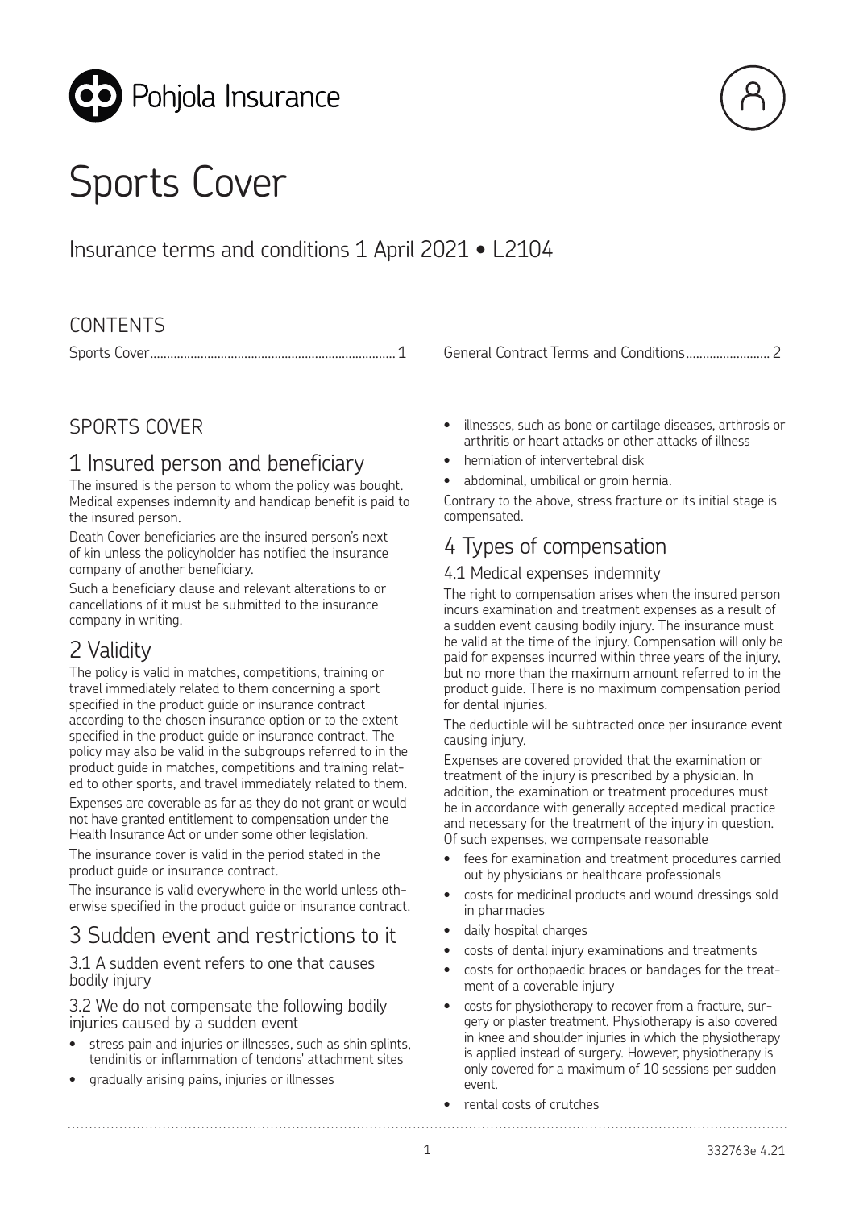Pohjola Insurance

# Sports Cover

## Insurance terms and conditions 1 April 2021 • L2104

CONTENTS

Sports Cover........................................................................1

General Contract Terms and Conditions.........................2

## SPORTS COVER

## 1 Insured person and beneficiary

The insured is the person to whom the policy was bought. Medical expenses indemnity and handicap benefit is paid to the insured person.

Death Cover beneficiaries are the insured person's next of kin unless the policyholder has notified the insurance company of another beneficiary.

Such a beneficiary clause and relevant alterations to or cancellations of it must be submitted to the insurance company in writing.

## 2 Validity

The policy is valid in matches, competitions, training or travel immediately related to them concerning a sport specified in the product guide or insurance contract according to the chosen insurance option or to the extent specified in the product guide or insurance contract. The policy may also be valid in the subgroups referred to in the product guide in matches, competitions and training related to other sports, and travel immediately related to them.

Expenses are coverable as far as they do not grant or would not have granted entitlement to compensation under the Health Insurance Act or under some other legislation.

The insurance cover is valid in the period stated in the product guide or insurance contract.

The insurance is valid everywhere in the world unless otherwise specified in the product guide or insurance contract.

## 3 Sudden event and restrictions to it

### 3.1 A sudden event refers to one that causes bodily injury

### 3.2 We do not compensate the following bodily injuries caused by a sudden event

- stress pain and injuries or illnesses, such as shin splints, tendinitis or inflammation of tendons' attachment sites
- gradually arising pains, injuries or illnesses
- illnesses, such as bone or cartilage diseases, arthrosis or arthritis or heart attacks or other attacks of illness
- herniation of intervertebral disk
- abdominal, umbilical or groin hernia.

Contrary to the above, stress fracture or its initial stage is compensated.

## 4 Types of compensation

### 4.1 Medical expenses indemnity

The right to compensation arises when the insured person incurs examination and treatment expenses as a result of a sudden event causing bodily injury. The insurance must be valid at the time of the injury. Compensation will only be paid for expenses incurred within three years of the injury, but no more than the maximum amount referred to in the product guide. There is no maximum compensation period for dental injuries.

The deductible will be subtracted once per insurance event causing injury.

Expenses are covered provided that the examination or treatment of the injury is prescribed by a physician. In addition, the examination or treatment procedures must be in accordance with generally accepted medical practice and necessary for the treatment of the injury in question. Of such expenses, we compensate reasonable

- fees for examination and treatment procedures carried out by physicians or healthcare professionals
- costs for medicinal products and wound dressings sold in pharmacies
- daily hospital charges
- costs of dental injury examinations and treatments
- costs for orthopaedic braces or bandages for the treatment of a coverable injury
- costs for physiotherapy to recover from a fracture, surgery or plaster treatment. Physiotherapy is also covered in knee and shoulder injuries in which the physiotherapy is applied instead of surgery. However, physiotherapy is only covered for a maximum of 10 sessions per sudden event.
- rental costs of crutches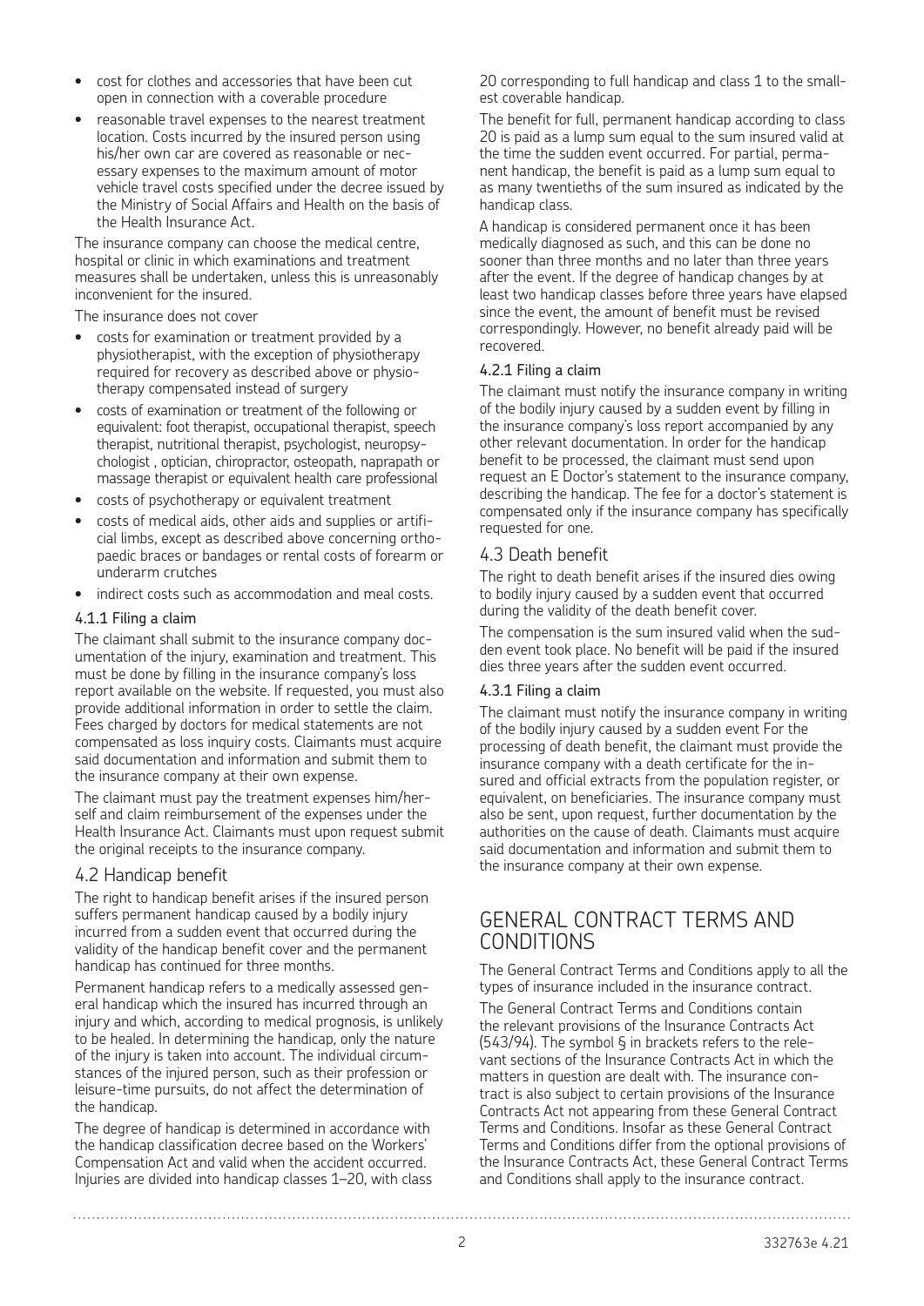- cost for clothes and accessories that have been cut open in connection with a coverable procedure
- reasonable travel expenses to the nearest treatment location. Costs incurred by the insured person using his/her own car are covered as reasonable or necessary expenses to the maximum amount of motor vehicle travel costs specified under the decree issued by the Ministry of Social Affairs and Health on the basis of the Health Insurance Act.

The insurance company can choose the medical centre, hospital or clinic in which examinations and treatment measures shall be undertaken, unless this is unreasonably inconvenient for the insured.

The insurance does not cover

- costs for examination or treatment provided by a physiotherapist, with the exception of physiotherapy required for recovery as described above or physiotherapy compensated instead of surgery
- costs of examination or treatment of the following or equivalent: foot therapist, occupational therapist, speech therapist, nutritional therapist, psychologist, neuropsychologist , optician, chiropractor, osteopath, naprapath or massage therapist or equivalent health care professional
- costs of psychotherapy or equivalent treatment
- costs of medical aids, other aids and supplies or artificial limbs, except as described above concerning orthopaedic braces or bandages or rental costs of forearm or underarm crutches
- indirect costs such as accommodation and meal costs.

#### 4.1.1 Filing a claim

The claimant shall submit to the insurance company documentation of the injury, examination and treatment. This must be done by filling in the insurance company's loss report available on the website. If requested, you must also provide additional information in order to settle the claim. Fees charged by doctors for medical statements are not compensated as loss inquiry costs. Claimants must acquire said documentation and information and submit them to the insurance company at their own expense.

The claimant must pay the treatment expenses him/herself and claim reimbursement of the expenses under the Health Insurance Act. Claimants must upon request submit the original receipts to the insurance company.

### 4.2 Handicap benefit

The right to handicap benefit arises if the insured person suffers permanent handicap caused by a bodily injury incurred from a sudden event that occurred during the validity of the handicap benefit cover and the permanent handicap has continued for three months.

Permanent handicap refers to a medically assessed general handicap which the insured has incurred through an injury and which, according to medical prognosis, is unlikely to be healed. In determining the handicap, only the nature of the injury is taken into account. The individual circumstances of the injured person, such as their profession or leisure-time pursuits, do not affect the determination of the handicap.

The degree of handicap is determined in accordance with the handicap classification decree based on the Workers' Compensation Act and valid when the accident occurred. Injuries are divided into handicap classes 1–20, with class 20 corresponding to full handicap and class 1 to the smallest coverable handicap.

The benefit for full, permanent handicap according to class 20 is paid as a lump sum equal to the sum insured valid at the time the sudden event occurred. For partial, permanent handicap, the benefit is paid as a lump sum equal to as many twentieths of the sum insured as indicated by the handicap class.

A handicap is considered permanent once it has been medically diagnosed as such, and this can be done no sooner than three months and no later than three years after the event. If the degree of handicap changes by at least two handicap classes before three years have elapsed since the event, the amount of benefit must be revised correspondingly. However, no benefit already paid will be recovered.

#### 4.2.1 Filing a claim

The claimant must notify the insurance company in writing of the bodily injury caused by a sudden event by filling in the insurance company's loss report accompanied by any other relevant documentation. In order for the handicap benefit to be processed, the claimant must send upon request an E Doctor's statement to the insurance company, describing the handicap. The fee for a doctor's statement is compensated only if the insurance company has specifically requested for one.

### 4.3 Death benefit

The right to death benefit arises if the insured dies owing to bodily injury caused by a sudden event that occurred during the validity of the death benefit cover.

The compensation is the sum insured valid when the sudden event took place. No benefit will be paid if the insured dies three years after the sudden event occurred.

#### 4.3.1 Filing a claim

The claimant must notify the insurance company in writing of the bodily injury caused by a sudden event For the processing of death benefit, the claimant must provide the insurance company with a death certificate for the insured and official extracts from the population register, or equivalent, on beneficiaries. The insurance company must also be sent, upon request, further documentation by the authorities on the cause of death. Claimants must acquire said documentation and information and submit them to the insurance company at their own expense.

## GENERAL CONTRACT TERMS AND CONDITIONS

The General Contract Terms and Conditions apply to all the types of insurance included in the insurance contract.

The General Contract Terms and Conditions contain the relevant provisions of the Insurance Contracts Act (543/94). The symbol § in brackets refers to the relevant sections of the Insurance Contracts Act in which the matters in question are dealt with. The insurance contract is also subject to certain provisions of the Insurance Contracts Act not appearing from these General Contract Terms and Conditions. Insofar as these General Contract Terms and Conditions differ from the optional provisions of the Insurance Contracts Act, these General Contract Terms and Conditions shall apply to the insurance contract.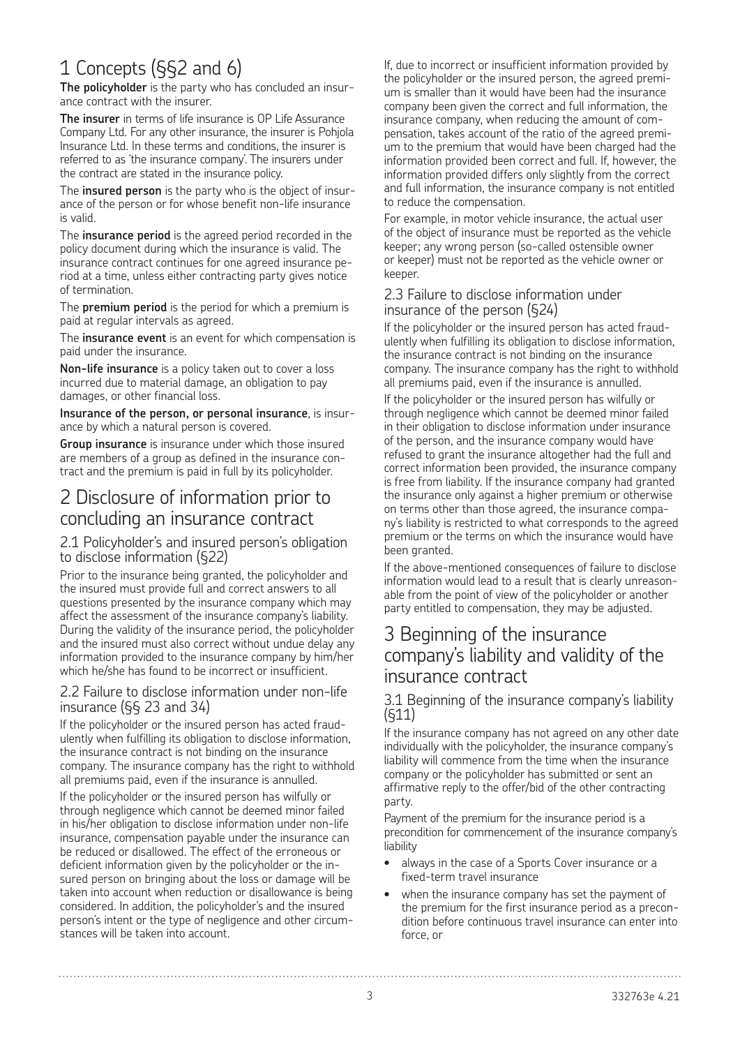# 1 Concepts (§§2 and 6)

**The policyholder** is the party who has concluded an insurance contract with the insurer.

**The insurer** in terms of life insurance is OP Life Assurance Company Ltd. For any other insurance, the insurer is Pohjola Insurance Ltd. In these terms and conditions, the insurer is referred to as 'the insurance company'. The insurers under the contract are stated in the insurance policy.

The **insured person** is the party who is the object of insurance of the person or for whose benefit non-life insurance is valid.

The **insurance period** is the agreed period recorded in the policy document during which the insurance is valid. The insurance contract continues for one agreed insurance period at a time, unless either contracting party gives notice of termination.

The **premium period** is the period for which a premium is paid at regular intervals as agreed.

The **insurance event** is an event for which compensation is paid under the insurance.

**Non-life insurance** is a policy taken out to cover a loss incurred due to material damage, an obligation to pay damages, or other financial loss.

**Insurance of the person, or personal insurance**, is insurance by which a natural person is covered.

**Group insurance** is insurance under which those insured are members of a group as defined in the insurance contract and the premium is paid in full by its policyholder.

# 2 Disclosure of information prior to concluding an insurance contract

## 2.1 Policyholder's and insured person's obligation to disclose information (§22)

Prior to the insurance being granted, the policyholder and the insured must provide full and correct answers to all questions presented by the insurance company which may affect the assessment of the insurance company's liability. During the validity of the insurance period, the policyholder and the insured must also correct without undue delay any information provided to the insurance company by him/her which he/she has found to be incorrect or insufficient.

## 2.2 Failure to disclose information under non-life insurance (§§ 23 and 34)

If the policyholder or the insured person has acted fraudulently when fulfilling its obligation to disclose information, the insurance contract is not binding on the insurance company. The insurance company has the right to withhold all premiums paid, even if the insurance is annulled.

If the policyholder or the insured person has wilfully or through negligence which cannot be deemed minor failed in his/her obligation to disclose information under non-life insurance, compensation payable under the insurance can be reduced or disallowed. The effect of the erroneous or deficient information given by the policyholder or the insured person on bringing about the loss or damage will be taken into account when reduction or disallowance is being considered. In addition, the policyholder's and the insured person's intent or the type of negligence and other circumstances will be taken into account.

If, due to incorrect or insufficient information provided by the policyholder or the insured person, the agreed premium is smaller than it would have been had the insurance company been given the correct and full information, the insurance company, when reducing the amount of compensation, takes account of the ratio of the agreed premium to the premium that would have been charged had the information provided been correct and full. If, however, the information provided differs only slightly from the correct and full information, the insurance company is not entitled to reduce the compensation.

For example, in motor vehicle insurance, the actual user of the object of insurance must be reported as the vehicle keeper; any wrong person (so-called ostensible owner or keeper) must not be reported as the vehicle owner or keeper.

## 2.3 Failure to disclose information under insurance of the person (§24)

If the policyholder or the insured person has acted fraudulently when fulfilling its obligation to disclose information, the insurance contract is not binding on the insurance company. The insurance company has the right to withhold all premiums paid, even if the insurance is annulled.

If the policyholder or the insured person has wilfully or through negligence which cannot be deemed minor failed in their obligation to disclose information under insurance of the person, and the insurance company would have refused to grant the insurance altogether had the full and correct information been provided, the insurance company is free from liability. If the insurance company had granted the insurance only against a higher premium or otherwise on terms other than those agreed, the insurance company's liability is restricted to what corresponds to the agreed premium or the terms on which the insurance would have been granted.

If the above-mentioned consequences of failure to disclose information would lead to a result that is clearly unreasonable from the point of view of the policyholder or another party entitled to compensation, they may be adjusted.

# 3 Beginning of the insurance company's liability and validity of the insurance contract

## 3.1 Beginning of the insurance company's liability (§11)

If the insurance company has not agreed on any other date individually with the policyholder, the insurance company's liability will commence from the time when the insurance company or the policyholder has submitted or sent an affirmative reply to the offer/bid of the other contracting party.

Payment of the premium for the insurance period is a precondition for commencement of the insurance company's liability

- always in the case of a Sports Cover insurance or a fixed-term travel insurance
- when the insurance company has set the payment of the premium for the first insurance period as a precondition before continuous travel insurance can enter into force, or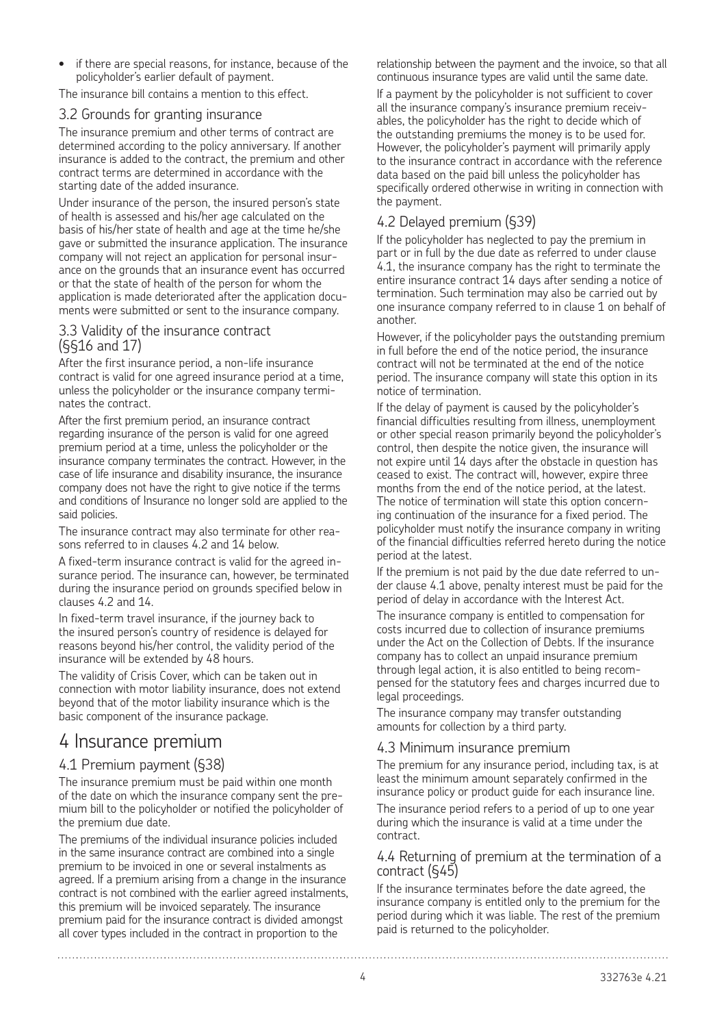- if there are special reasons, for instance, because of the policyholder's earlier default of payment.

The insurance bill contains a mention to this effect.

### 3.2 Grounds for granting insurance

The insurance premium and other terms of contract are determined according to the policy anniversary. If another insurance is added to the contract, the premium and other contract terms are determined in accordance with the starting date of the added insurance.

Under insurance of the person, the insured person's state of health is assessed and his/her age calculated on the basis of his/her state of health and age at the time he/she gave or submitted the insurance application. The insurance company will not reject an application for personal insurance on the grounds that an insurance event has occurred or that the state of health of the person for whom the application is made deteriorated after the application documents were submitted or sent to the insurance company.

### 3.3 Validity of the insurance contract (§§16 and 17)

After the first insurance period, a non-life insurance contract is valid for one agreed insurance period at a time, unless the policyholder or the insurance company terminates the contract.

After the first premium period, an insurance contract regarding insurance of the person is valid for one agreed premium period at a time, unless the policyholder or the insurance company terminates the contract. However, in the case of life insurance and disability insurance, the insurance company does not have the right to give notice if the terms and conditions of Insurance no longer sold are applied to the said policies.

The insurance contract may also terminate for other reasons referred to in clauses 4.2 and 14 below.

A fixed-term insurance contract is valid for the agreed insurance period. The insurance can, however, be terminated during the insurance period on grounds specified below in clauses 4.2 and 14.

In fixed-term travel insurance, if the journey back to the insured person's country of residence is delayed for reasons beyond his/her control, the validity period of the insurance will be extended by 48 hours.

The validity of Crisis Cover, which can be taken out in connection with motor liability insurance, does not extend beyond that of the motor liability insurance which is the basic component of the insurance package.

# 4 Insurance premium

### 4.1 Premium payment (§38)

The insurance premium must be paid within one month of the date on which the insurance company sent the premium bill to the policyholder or notified the policyholder of the premium due date.

The premiums of the individual insurance policies included in the same insurance contract are combined into a single premium to be invoiced in one or several instalments as agreed. If a premium arising from a change in the insurance contract is not combined with the earlier agreed instalments, this premium will be invoiced separately. The insurance premium paid for the insurance contract is divided amongst all cover types included in the contract in proportion to the relationship between the payment and the invoice, so that all continuous insurance types are valid until the same date.

If a payment by the policyholder is not sufficient to cover all the insurance company's insurance premium receivables, the policyholder has the right to decide which of the outstanding premiums the money is to be used for. However, the policyholder's payment will primarily apply to the insurance contract in accordance with the reference data based on the paid bill unless the policyholder has specifically ordered otherwise in writing in connection with the payment.

### 4.2 Delayed premium (§39)

If the policyholder has neglected to pay the premium in part or in full by the due date as referred to under clause 4.1, the insurance company has the right to terminate the entire insurance contract 14 days after sending a notice of termination. Such termination may also be carried out by one insurance company referred to in clause 1 on behalf of another.

However, if the policyholder pays the outstanding premium in full before the end of the notice period, the insurance contract will not be terminated at the end of the notice period. The insurance company will state this option in its notice of termination.

If the delay of payment is caused by the policyholder's financial difficulties resulting from illness, unemployment or other special reason primarily beyond the policyholder's control, then despite the notice given, the insurance will not expire until 14 days after the obstacle in question has ceased to exist. The contract will, however, expire three months from the end of the notice period, at the latest. The notice of termination will state this option concerning continuation of the insurance for a fixed period. The policyholder must notify the insurance company in writing of the financial difficulties referred hereto during the notice period at the latest.

If the premium is not paid by the due date referred to under clause 4.1 above, penalty interest must be paid for the period of delay in accordance with the Interest Act.

The insurance company is entitled to compensation for costs incurred due to collection of insurance premiums under the Act on the Collection of Debts. If the insurance company has to collect an unpaid insurance premium through legal action, it is also entitled to being recompensed for the statutory fees and charges incurred due to legal proceedings.

The insurance company may transfer outstanding amounts for collection by a third party.

### 4.3 Minimum insurance premium

The premium for any insurance period, including tax, is at least the minimum amount separately confirmed in the insurance policy or product guide for each insurance line.

The insurance period refers to a period of up to one year during which the insurance is valid at a time under the contract.

### 4.4 Returning of premium at the termination of a contract (§45)

If the insurance terminates before the date agreed, the insurance company is entitled only to the premium for the period during which it was liable. The rest of the premium paid is returned to the policyholder.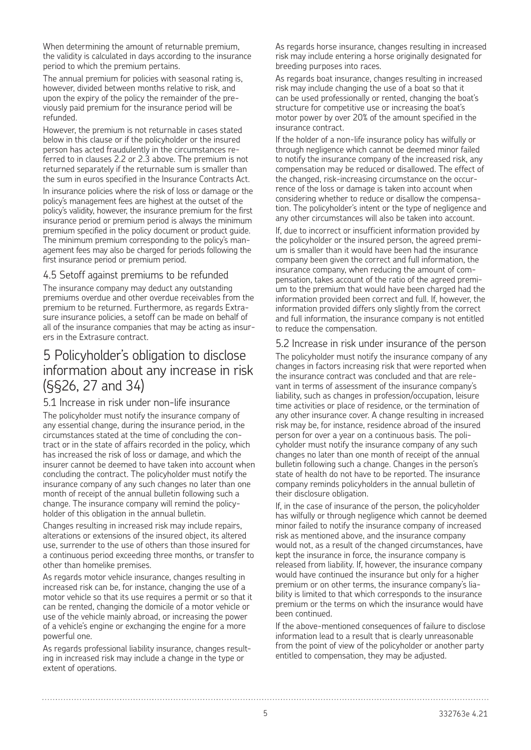When determining the amount of returnable premium, the validity is calculated in days according to the insurance period to which the premium pertains.

The annual premium for policies with seasonal rating is, however, divided between months relative to risk, and upon the expiry of the policy the remainder of the previously paid premium for the insurance period will be refunded.

However, the premium is not returnable in cases stated below in this clause or if the policyholder or the insured person has acted fraudulently in the circumstances referred to in clauses 2.2 or 2.3 above. The premium is not returned separately if the returnable sum is smaller than the sum in euros specified in the Insurance Contracts Act.

In insurance policies where the risk of loss or damage or the policy's management fees are highest at the outset of the policy's validity, however, the insurance premium for the first insurance period or premium period is always the minimum premium specified in the policy document or product guide. The minimum premium corresponding to the policy's management fees may also be charged for periods following the first insurance period or premium period.

### 4.5 Setoff against premiums to be refunded

The insurance company may deduct any outstanding premiums overdue and other overdue receivables from the premium to be returned. Furthermore, as regards Extrasure insurance policies, a setoff can be made on behalf of all of the insurance companies that may be acting as insurers in the Extrasure contract.

## 5 Policyholder's obligation to disclose information about any increase in risk (§§26, 27 and 34)

### 5.1 Increase in risk under non-life insurance

The policyholder must notify the insurance company of any essential change, during the insurance period, in the circumstances stated at the time of concluding the contract or in the state of affairs recorded in the policy, which has increased the risk of loss or damage, and which the insurer cannot be deemed to have taken into account when concluding the contract. The policyholder must notify the insurance company of any such changes no later than one month of receipt of the annual bulletin following such a change. The insurance company will remind the policyholder of this obligation in the annual bulletin.

Changes resulting in increased risk may include repairs, alterations or extensions of the insured object, its altered use, surrender to the use of others than those insured for a continuous period exceeding three months, or transfer to other than homelike premises.

As regards motor vehicle insurance, changes resulting in increased risk can be, for instance, changing the use of a motor vehicle so that its use requires a permit or so that it can be rented, changing the domicile of a motor vehicle or use of the vehicle mainly abroad, or increasing the power of a vehicle's engine or exchanging the engine for a more powerful one.

As regards professional liability insurance, changes resulting in increased risk may include a change in the type or extent of operations.

As regards horse insurance, changes resulting in increased risk may include entering a horse originally designated for breeding purposes into races.

As regards boat insurance, changes resulting in increased risk may include changing the use of a boat so that it can be used professionally or rented, changing the boat's structure for competitive use or increasing the boat's motor power by over 20% of the amount specified in the insurance contract.

If the holder of a non-life insurance policy has wilfully or through negligence which cannot be deemed minor failed to notify the insurance company of the increased risk, any compensation may be reduced or disallowed. The effect of the changed, risk-increasing circumstance on the occurrence of the loss or damage is taken into account when considering whether to reduce or disallow the compensation. The policyholder's intent or the type of negligence and any other circumstances will also be taken into account.

If, due to incorrect or insufficient information provided by the policyholder or the insured person, the agreed premium is smaller than it would have been had the insurance company been given the correct and full information, the insurance company, when reducing the amount of compensation, takes account of the ratio of the agreed premium to the premium that would have been charged had the information provided been correct and full. If, however, the information provided differs only slightly from the correct and full information, the insurance company is not entitled to reduce the compensation.

### 5.2 Increase in risk under insurance of the person

The policyholder must notify the insurance company of any changes in factors increasing risk that were reported when the insurance contract was concluded and that are relevant in terms of assessment of the insurance company's liability, such as changes in profession/occupation, leisure time activities or place of residence, or the termination of any other insurance cover. A change resulting in increased risk may be, for instance, residence abroad of the insured person for over a year on a continuous basis. The policyholder must notify the insurance company of any such changes no later than one month of receipt of the annual bulletin following such a change. Changes in the person's state of health do not have to be reported. The insurance company reminds policyholders in the annual bulletin of their disclosure obligation.

If, in the case of insurance of the person, the policyholder has wilfully or through negligence which cannot be deemed minor failed to notify the insurance company of increased risk as mentioned above, and the insurance company would not, as a result of the changed circumstances, have kept the insurance in force, the insurance company is released from liability. If, however, the insurance company would have continued the insurance but only for a higher premium or on other terms, the insurance company's liability is limited to that which corresponds to the insurance premium or the terms on which the insurance would have been continued.

If the above-mentioned consequences of failure to disclose information lead to a result that is clearly unreasonable from the point of view of the policyholder or another party entitled to compensation, they may be adjusted.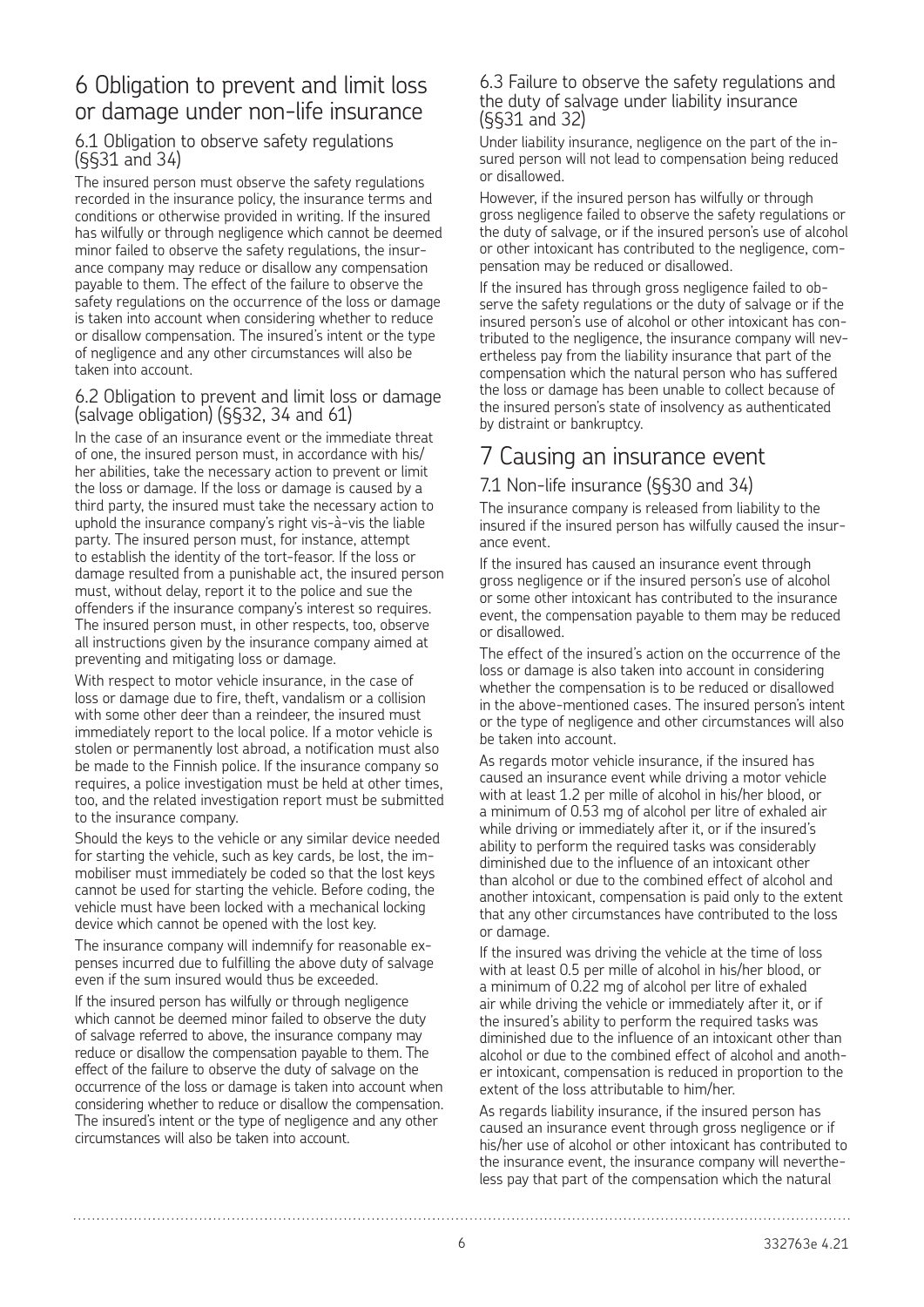# 6 Obligation to prevent and limit loss or damage under non-life insurance

## 6.1 Obligation to observe safety regulations (§§31 and 34)

The insured person must observe the safety regulations recorded in the insurance policy, the insurance terms and conditions or otherwise provided in writing. If the insured has wilfully or through negligence which cannot be deemed minor failed to observe the safety regulations, the insurance company may reduce or disallow any compensation payable to them. The effect of the failure to observe the safety regulations on the occurrence of the loss or damage is taken into account when considering whether to reduce or disallow compensation. The insured's intent or the type of negligence and any other circumstances will also be taken into account.

## 6.2 Obligation to prevent and limit loss or damage (salvage obligation) (§§32, 34 and 61)

In the case of an insurance event or the immediate threat of one, the insured person must, in accordance with his/her abilities, take the necessary action to prevent or limit the loss or damage. If the loss or damage is caused by a third party, the insured must take the necessary action to uphold the insurance company's right vis-à-vis the liable party. The insured person must, for instance, attempt to establish the identity of the tort-feasor. If the loss or damage resulted from a punishable act, the insured person must, without delay, report it to the police and sue the offenders if the insurance company's interest so requires. The insured person must, in other respects, too, observe all instructions given by the insurance company aimed at preventing and mitigating loss or damage.

With respect to motor vehicle insurance, in the case of loss or damage due to fire, theft, vandalism or a collision with some other deer than a reindeer, the insured must immediately report to the local police. If a motor vehicle is stolen or permanently lost abroad, a notification must also be made to the Finnish police. If the insurance company so requires, a police investigation must be held at other times, too, and the related investigation report must be submitted to the insurance company.

Should the keys to the vehicle or any similar device needed for starting the vehicle, such as key cards, be lost, the immobiliser must immediately be coded so that the lost keys cannot be used for starting the vehicle. Before coding, the vehicle must have been locked with a mechanical locking device which cannot be opened with the lost key.

The insurance company will indemnify for reasonable expenses incurred due to fulfilling the above duty of salvage even if the sum insured would thus be exceeded.

If the insured person has wilfully or through negligence which cannot be deemed minor failed to observe the duty of salvage referred to above, the insurance company may reduce or disallow the compensation payable to them. The effect of the failure to observe the duty of salvage on the occurrence of the loss or damage is taken into account when considering whether to reduce or disallow the compensation. The insured's intent or the type of negligence and any other circumstances will also be taken into account.

## 6.3 Failure to observe the safety regulations and the duty of salvage under liability insurance (§§31 and 32)

Under liability insurance, negligence on the part of the insured person will not lead to compensation being reduced or disallowed.

However, if the insured person has wilfully or through gross negligence failed to observe the safety regulations or the duty of salvage, or if the insured person's use of alcohol or other intoxicant has contributed to the negligence, compensation may be reduced or disallowed.

If the insured has through gross negligence failed to observe the safety regulations or the duty of salvage or if the insured person's use of alcohol or other intoxicant has contributed to the negligence, the insurance company will nevertheless pay from the liability insurance that part of the compensation which the natural person who has suffered the loss or damage has been unable to collect because of the insured person's state of insolvency as authenticated by distraint or bankruptcy.

# 7 Causing an insurance event

## 7.1 Non-life insurance (§§30 and 34)

The insurance company is released from liability to the insured if the insured person has wilfully caused the insurance event.

If the insured has caused an insurance event through gross negligence or if the insured person's use of alcohol or some other intoxicant has contributed to the insurance event, the compensation payable to them may be reduced or disallowed.

The effect of the insured's action on the occurrence of the loss or damage is also taken into account in considering whether the compensation is to be reduced or disallowed in the above-mentioned cases. The insured person's intent or the type of negligence and other circumstances will also be taken into account.

As regards motor vehicle insurance, if the insured has caused an insurance event while driving a motor vehicle with at least 1.2 per mille of alcohol in his/her blood, or a minimum of 0.53 mg of alcohol per litre of exhaled air while driving or immediately after it, or if the insured's ability to perform the required tasks was considerably diminished due to the influence of an intoxicant other than alcohol or due to the combined effect of alcohol and another intoxicant, compensation is paid only to the extent that any other circumstances have contributed to the loss or damage.

If the insured was driving the vehicle at the time of loss with at least 0.5 per mille of alcohol in his/her blood, or a minimum of 0.22 mg of alcohol per litre of exhaled air while driving the vehicle or immediately after it, or if the insured's ability to perform the required tasks was diminished due to the influence of an intoxicant other than alcohol or due to the combined effect of alcohol and another intoxicant, compensation is reduced in proportion to the extent of the loss attributable to him/her.

As regards liability insurance, if the insured person has caused an insurance event through gross negligence or if his/her use of alcohol or other intoxicant has contributed to the insurance event, the insurance company will nevertheless pay that part of the compensation which the natural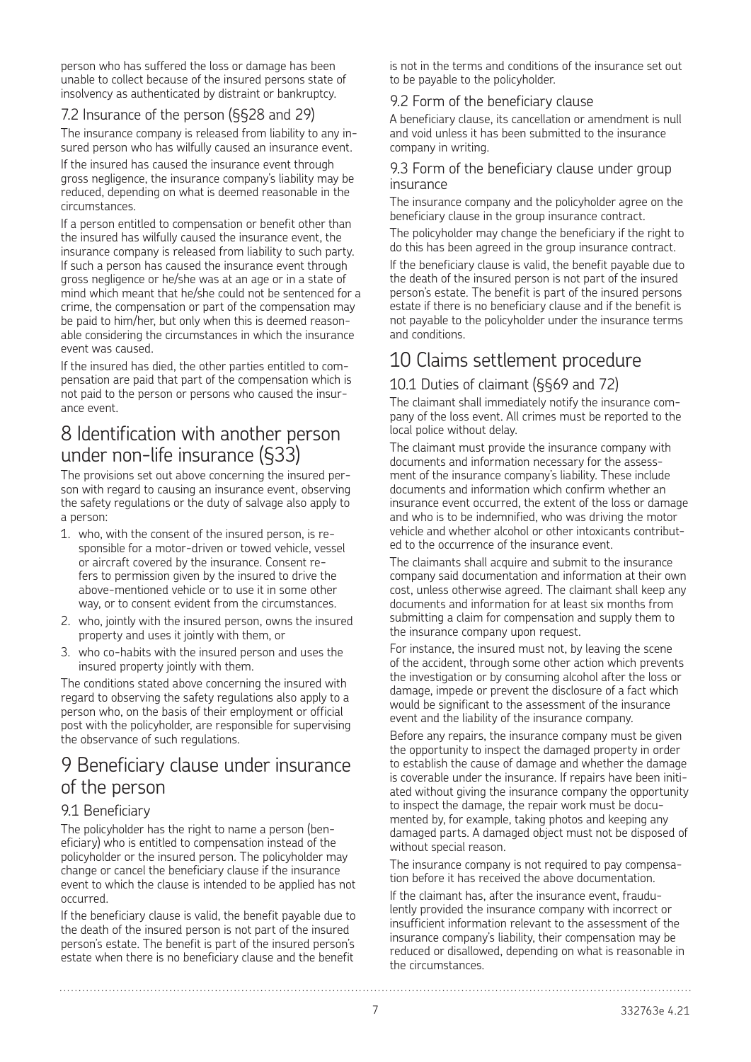person who has suffered the loss or damage has been unable to collect because of the insured persons state of insolvency as authenticated by distraint or bankruptcy.

### 7.2 Insurance of the person (§§28 and 29)

The insurance company is released from liability to any insured person who has wilfully caused an insurance event.

If the insured has caused the insurance event through gross negligence, the insurance company's liability may be reduced, depending on what is deemed reasonable in the circumstances.

If a person entitled to compensation or benefit other than the insured has wilfully caused the insurance event, the insurance company is released from liability to such party. If such a person has caused the insurance event through gross negligence or he/she was at an age or in a state of mind which meant that he/she could not be sentenced for a crime, the compensation or part of the compensation may be paid to him/her, but only when this is deemed reasonable considering the circumstances in which the insurance event was caused.

If the insured has died, the other parties entitled to compensation are paid that part of the compensation which is not paid to the person or persons who caused the insurance event.

## 8 Identification with another person under non-life insurance (§33)

The provisions set out above concerning the insured person with regard to causing an insurance event, observing the safety regulations or the duty of salvage also apply to a person:

1. who, with the consent of the insured person, is responsible for a motor-driven or towed vehicle, vessel or aircraft covered by the insurance. Consent refers to permission given by the insured to drive the above-mentioned vehicle or to use it in some other way, or to consent evident from the circumstances.
2. who, jointly with the insured person, owns the insured property and uses it jointly with them, or
3. who co-habits with the insured person and uses the insured property jointly with them.

The conditions stated above concerning the insured with regard to observing the safety regulations also apply to a person who, on the basis of their employment or official post with the policyholder, are responsible for supervising the observance of such regulations.

## 9 Beneficiary clause under insurance of the person

### 9.1 Beneficiary

The policyholder has the right to name a person (beneficiary) who is entitled to compensation instead of the policyholder or the insured person. The policyholder may change or cancel the beneficiary clause if the insurance event to which the clause is intended to be applied has not occurred.

If the beneficiary clause is valid, the benefit payable due to the death of the insured person is not part of the insured person's estate. The benefit is part of the insured person's estate when there is no beneficiary clause and the benefit is not in the terms and conditions of the insurance set out to be payable to the policyholder.

### 9.2 Form of the beneficiary clause

A beneficiary clause, its cancellation or amendment is null and void unless it has been submitted to the insurance company in writing.

### 9.3 Form of the beneficiary clause under group insurance

The insurance company and the policyholder agree on the beneficiary clause in the group insurance contract.

The policyholder may change the beneficiary if the right to do this has been agreed in the group insurance contract.

If the beneficiary clause is valid, the benefit payable due to the death of the insured person is not part of the insured person's estate. The benefit is part of the insured persons estate if there is no beneficiary clause and if the benefit is not payable to the policyholder under the insurance terms and conditions.

## 10 Claims settlement procedure

### 10.1 Duties of claimant (§§69 and 72)

The claimant shall immediately notify the insurance company of the loss event. All crimes must be reported to the local police without delay.

The claimant must provide the insurance company with documents and information necessary for the assessment of the insurance company's liability. These include documents and information which confirm whether an insurance event occurred, the extent of the loss or damage and who is to be indemnified, who was driving the motor vehicle and whether alcohol or other intoxicants contributed to the occurrence of the insurance event.

The claimants shall acquire and submit to the insurance company said documentation and information at their own cost, unless otherwise agreed. The claimant shall keep any documents and information for at least six months from submitting a claim for compensation and supply them to the insurance company upon request.

For instance, the insured must not, by leaving the scene of the accident, through some other action which prevents the investigation or by consuming alcohol after the loss or damage, impede or prevent the disclosure of a fact which would be significant to the assessment of the insurance event and the liability of the insurance company.

Before any repairs, the insurance company must be given the opportunity to inspect the damaged property in order to establish the cause of damage and whether the damage is coverable under the insurance. If repairs have been initiated without giving the insurance company the opportunity to inspect the damage, the repair work must be documented by, for example, taking photos and keeping any damaged parts. A damaged object must not be disposed of without special reason.

The insurance company is not required to pay compensation before it has received the above documentation.

If the claimant has, after the insurance event, fraudulently provided the insurance company with incorrect or insufficient information relevant to the assessment of the insurance company's liability, their compensation may be reduced or disallowed, depending on what is reasonable in the circumstances.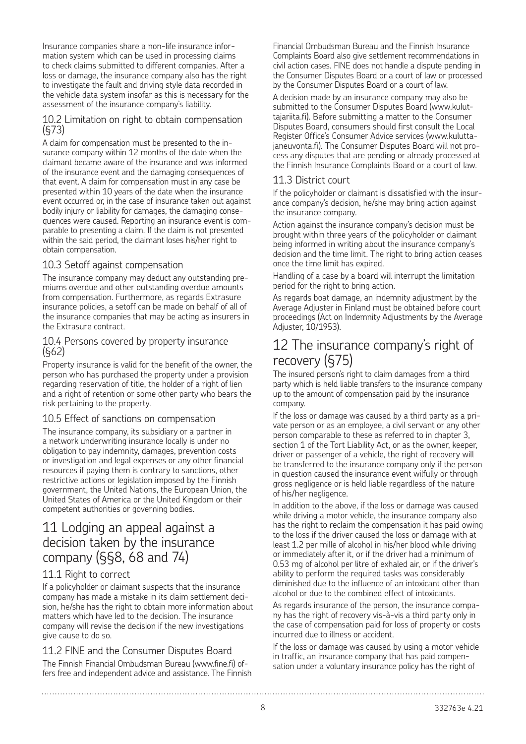Insurance companies share a non-life insurance information system which can be used in processing claims to check claims submitted to different companies. After a loss or damage, the insurance company also has the right to investigate the fault and driving style data recorded in the vehicle data system insofar as this is necessary for the assessment of the insurance company's liability.

### 10.2 Limitation on right to obtain compensation (§73)

A claim for compensation must be presented to the insurance company within 12 months of the date when the claimant became aware of the insurance and was informed of the insurance event and the damaging consequences of that event. A claim for compensation must in any case be presented within 10 years of the date when the insurance event occurred or, in the case of insurance taken out against bodily injury or liability for damages, the damaging consequences were caused. Reporting an insurance event is comparable to presenting a claim. If the claim is not presented within the said period, the claimant loses his/her right to obtain compensation.

### 10.3 Setoff against compensation

The insurance company may deduct any outstanding premiums overdue and other outstanding overdue amounts from compensation. Furthermore, as regards Extrasure insurance policies, a setoff can be made on behalf of all of the insurance companies that may be acting as insurers in the Extrasure contract.

### 10.4 Persons covered by property insurance (§62)

Property insurance is valid for the benefit of the owner, the person who has purchased the property under a provision regarding reservation of title, the holder of a right of lien and a right of retention or some other party who bears the risk pertaining to the property.

### 10.5 Effect of sanctions on compensation

The insurance company, its subsidiary or a partner in a network underwriting insurance locally is under no obligation to pay indemnity, damages, prevention costs or investigation and legal expenses or any other financial resources if paying them is contrary to sanctions, other restrictive actions or legislation imposed by the Finnish government, the United Nations, the European Union, the United States of America or the United Kingdom or their competent authorities or governing bodies.

## 11 Lodging an appeal against a decision taken by the insurance company (§§8, 68 and 74)

### 11.1 Right to correct

If a policyholder or claimant suspects that the insurance company has made a mistake in its claim settlement decision, he/she has the right to obtain more information about matters which have led to the decision. The insurance company will revise the decision if the new investigations give cause to do so.

### 11.2 FINE and the Consumer Disputes Board

The Finnish Financial Ombudsman Bureau (www.fine.fi) offers free and independent advice and assistance. The Finnish Financial Ombudsman Bureau and the Finnish Insurance Complaints Board also give settlement recommendations in civil action cases. FINE does not handle a dispute pending in the Consumer Disputes Board or a court of law or processed by the Consumer Disputes Board or a court of law.

A decision made by an insurance company may also be submitted to the Consumer Disputes Board (www.kuluttajariita.fi). Before submitting a matter to the Consumer Disputes Board, consumers should first consult the Local Register Office's Consumer Advice services (www.kuluttajaneuvonta.fi). The Consumer Disputes Board will not process any disputes that are pending or already processed at the Finnish Insurance Complaints Board or a court of law.

### 11.3 District court

If the policyholder or claimant is dissatisfied with the insurance company's decision, he/she may bring action against the insurance company.

Action against the insurance company's decision must be brought within three years of the policyholder or claimant being informed in writing about the insurance company's decision and the time limit. The right to bring action ceases once the time limit has expired.

Handling of a case by a board will interrupt the limitation period for the right to bring action.

As regards boat damage, an indemnity adjustment by the Average Adjuster in Finland must be obtained before court proceedings (Act on Indemnity Adjustments by the Average Adjuster, 10/1953).

## 12 The insurance company's right of recovery (§75)

The insured person's right to claim damages from a third party which is held liable transfers to the insurance company up to the amount of compensation paid by the insurance company.

If the loss or damage was caused by a third party as a private person or as an employee, a civil servant or any other person comparable to these as referred to in chapter 3, section 1 of the Tort Liability Act, or as the owner, keeper, driver or passenger of a vehicle, the right of recovery will be transferred to the insurance company only if the person in question caused the insurance event wilfully or through gross negligence or is held liable regardless of the nature of his/her negligence.

In addition to the above, if the loss or damage was caused while driving a motor vehicle, the insurance company also has the right to reclaim the compensation it has paid owing to the loss if the driver caused the loss or damage with at least 1.2 per mille of alcohol in his/her blood while driving or immediately after it, or if the driver had a minimum of 0.53 mg of alcohol per litre of exhaled air, or if the driver's ability to perform the required tasks was considerably diminished due to the influence of an intoxicant other than alcohol or due to the combined effect of intoxicants.

As regards insurance of the person, the insurance company has the right of recovery vis-à-vis a third party only in the case of compensation paid for loss of property or costs incurred due to illness or accident.

If the loss or damage was caused by using a motor vehicle in traffic, an insurance company that has paid compensation under a voluntary insurance policy has the right of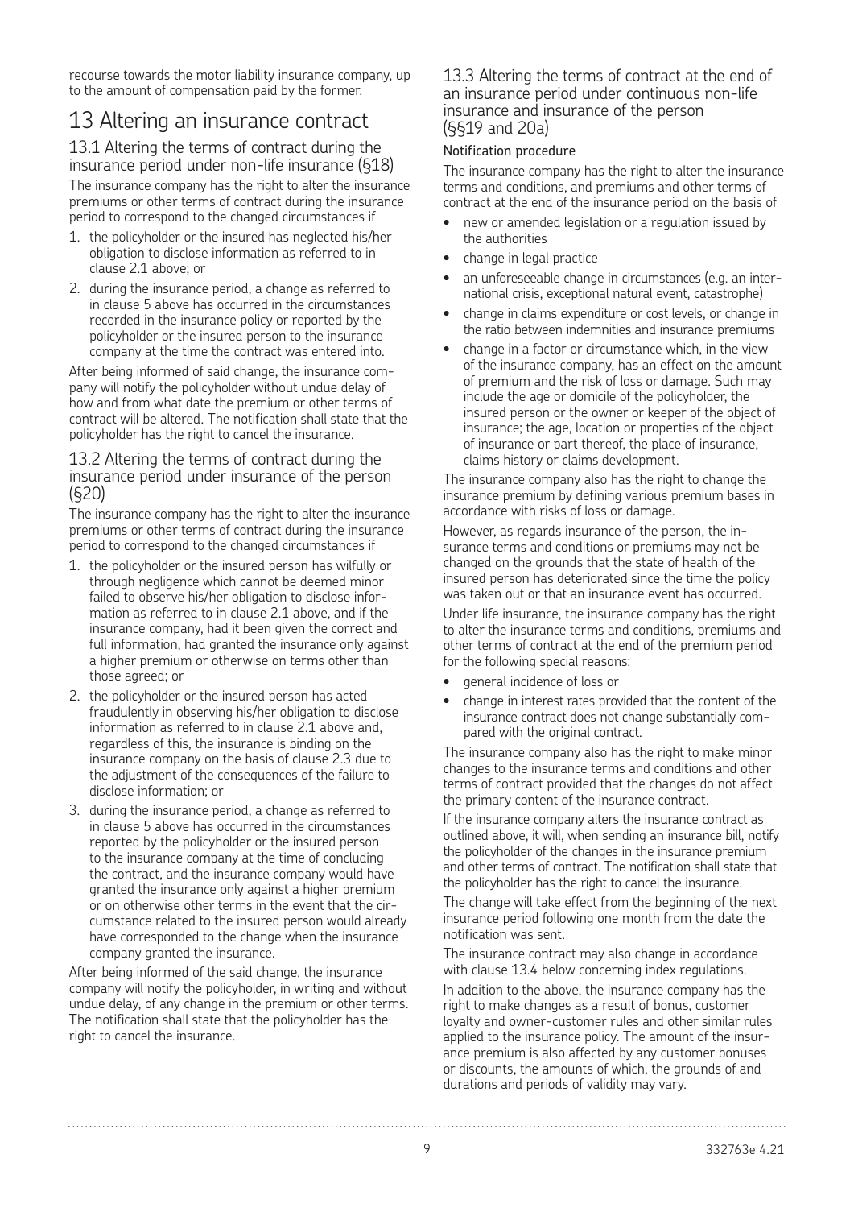recourse towards the motor liability insurance company, up to the amount of compensation paid by the former.

# 13 Altering an insurance contract

## 13.1 Altering the terms of contract during the insurance period under non-life insurance (§18)

The insurance company has the right to alter the insurance premiums or other terms of contract during the insurance period to correspond to the changed circumstances if

1. the policyholder or the insured has neglected his/her obligation to disclose information as referred to in clause 2.1 above; or
2. during the insurance period, a change as referred to in clause 5 above has occurred in the circumstances recorded in the insurance policy or reported by the policyholder or the insured person to the insurance company at the time the contract was entered into.

After being informed of said change, the insurance company will notify the policyholder without undue delay of how and from what date the premium or other terms of contract will be altered. The notification shall state that the policyholder has the right to cancel the insurance.

## 13.2 Altering the terms of contract during the insurance period under insurance of the person (§20)

The insurance company has the right to alter the insurance premiums or other terms of contract during the insurance period to correspond to the changed circumstances if

1. the policyholder or the insured person has wilfully or through negligence which cannot be deemed minor failed to observe his/her obligation to disclose information as referred to in clause 2.1 above, and if the insurance company, had it been given the correct and full information, had granted the insurance only against a higher premium or otherwise on terms other than those agreed; or
2. the policyholder or the insured person has acted fraudulently in observing his/her obligation to disclose information as referred to in clause 2.1 above and, regardless of this, the insurance is binding on the insurance company on the basis of clause 2.3 due to the adjustment of the consequences of the failure to disclose information; or
3. during the insurance period, a change as referred to in clause 5 above has occurred in the circumstances reported by the policyholder or the insured person to the insurance company at the time of concluding the contract, and the insurance company would have granted the insurance only against a higher premium or on otherwise other terms in the event that the circumstance related to the insured person would already have corresponded to the change when the insurance company granted the insurance.

After being informed of the said change, the insurance company will notify the policyholder, in writing and without undue delay, of any change in the premium or other terms. The notification shall state that the policyholder has the right to cancel the insurance.

## 13.3 Altering the terms of contract at the end of an insurance period under continuous non-life insurance and insurance of the person (§§19 and 20a)

**Notification procedure**

The insurance company has the right to alter the insurance terms and conditions, and premiums and other terms of contract at the end of the insurance period on the basis of

- new or amended legislation or a regulation issued by the authorities
- change in legal practice
- an unforeseeable change in circumstances (e.g. an international crisis, exceptional natural event, catastrophe)
- change in claims expenditure or cost levels, or change in the ratio between indemnities and insurance premiums
- change in a factor or circumstance which, in the view of the insurance company, has an effect on the amount of premium and the risk of loss or damage. Such may include the age or domicile of the policyholder, the insured person or the owner or keeper of the object of insurance; the age, location or properties of the object of insurance or part thereof, the place of insurance, claims history or claims development.

The insurance company also has the right to change the insurance premium by defining various premium bases in accordance with risks of loss or damage.

However, as regards insurance of the person, the insurance terms and conditions or premiums may not be changed on the grounds that the state of health of the insured person has deteriorated since the time the policy was taken out or that an insurance event has occurred.

Under life insurance, the insurance company has the right to alter the insurance terms and conditions, premiums and other terms of contract at the end of the premium period for the following special reasons:

- general incidence of loss or
- change in interest rates provided that the content of the insurance contract does not change substantially compared with the original contract.

The insurance company also has the right to make minor changes to the insurance terms and conditions and other terms of contract provided that the changes do not affect the primary content of the insurance contract.

If the insurance company alters the insurance contract as outlined above, it will, when sending an insurance bill, notify the policyholder of the changes in the insurance premium and other terms of contract. The notification shall state that the policyholder has the right to cancel the insurance.

The change will take effect from the beginning of the next insurance period following one month from the date the notification was sent.

The insurance contract may also change in accordance with clause 13.4 below concerning index regulations.

In addition to the above, the insurance company has the right to make changes as a result of bonus, customer loyalty and owner-customer rules and other similar rules applied to the insurance policy. The amount of the insurance premium is also affected by any customer bonuses or discounts, the amounts of which, the grounds of and durations and periods of validity may vary.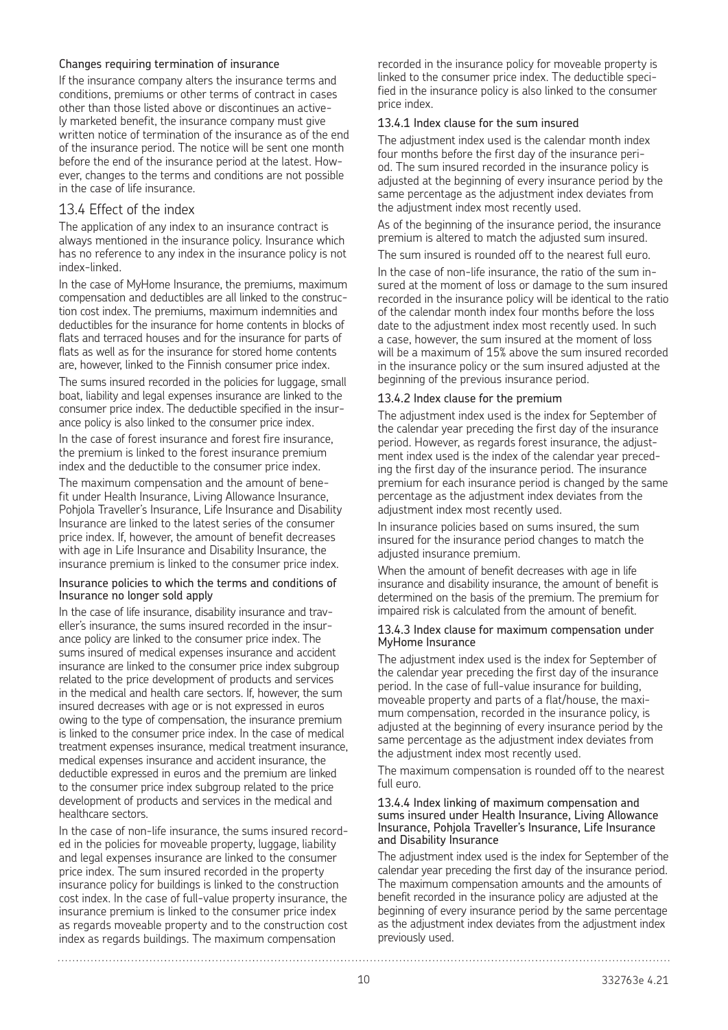#### Changes requiring termination of insurance

If the insurance company alters the insurance terms and conditions, premiums or other terms of contract in cases other than those listed above or discontinues an actively marketed benefit, the insurance company must give written notice of termination of the insurance as of the end of the insurance period. The notice will be sent one month before the end of the insurance period at the latest. However, changes to the terms and conditions are not possible in the case of life insurance.

### 13.4 Effect of the index

The application of any index to an insurance contract is always mentioned in the insurance policy. Insurance which has no reference to any index in the insurance policy is not index-linked.

In the case of MyHome Insurance, the premiums, maximum compensation and deductibles are all linked to the construction cost index. The premiums, maximum indemnities and deductibles for the insurance for home contents in blocks of flats and terraced houses and for the insurance for parts of flats as well as for the insurance for stored home contents are, however, linked to the Finnish consumer price index.

The sums insured recorded in the policies for luggage, small boat, liability and legal expenses insurance are linked to the consumer price index. The deductible specified in the insurance policy is also linked to the consumer price index.

In the case of forest insurance and forest fire insurance, the premium is linked to the forest insurance premium index and the deductible to the consumer price index.

The maximum compensation and the amount of benefit under Health Insurance, Living Allowance Insurance, Pohjola Traveller's Insurance, Life Insurance and Disability Insurance are linked to the latest series of the consumer price index. If, however, the amount of benefit decreases with age in Life Insurance and Disability Insurance, the insurance premium is linked to the consumer price index.

#### Insurance policies to which the terms and conditions of Insurance no longer sold apply

In the case of life insurance, disability insurance and traveller's insurance, the sums insured recorded in the insurance policy are linked to the consumer price index. The sums insured of medical expenses insurance and accident insurance are linked to the consumer price index subgroup related to the price development of products and services in the medical and health care sectors. If, however, the sum insured decreases with age or is not expressed in euros owing to the type of compensation, the insurance premium is linked to the consumer price index. In the case of medical treatment expenses insurance, medical treatment insurance, medical expenses insurance and accident insurance, the deductible expressed in euros and the premium are linked to the consumer price index subgroup related to the price development of products and services in the medical and healthcare sectors.

In the case of non-life insurance, the sums insured recorded in the policies for moveable property, luggage, liability and legal expenses insurance are linked to the consumer price index. The sum insured recorded in the property insurance policy for buildings is linked to the construction cost index. In the case of full-value property insurance, the insurance premium is linked to the consumer price index as regards moveable property and to the construction cost index as regards buildings. The maximum compensation recorded in the insurance policy for moveable property is linked to the consumer price index. The deductible specified in the insurance policy is also linked to the consumer price index.

#### 13.4.1 Index clause for the sum insured

The adjustment index used is the calendar month index four months before the first day of the insurance period. The sum insured recorded in the insurance policy is adjusted at the beginning of every insurance period by the same percentage as the adjustment index deviates from the adjustment index most recently used.

As of the beginning of the insurance period, the insurance premium is altered to match the adjusted sum insured.

The sum insured is rounded off to the nearest full euro.

In the case of non-life insurance, the ratio of the sum insured at the moment of loss or damage to the sum insured recorded in the insurance policy will be identical to the ratio of the calendar month index four months before the loss date to the adjustment index most recently used. In such a case, however, the sum insured at the moment of loss will be a maximum of 15% above the sum insured recorded in the insurance policy or the sum insured adjusted at the beginning of the previous insurance period.

#### 13.4.2 Index clause for the premium

The adjustment index used is the index for September of the calendar year preceding the first day of the insurance period. However, as regards forest insurance, the adjustment index used is the index of the calendar year preceding the first day of the insurance period. The insurance premium for each insurance period is changed by the same percentage as the adjustment index deviates from the adjustment index most recently used.

In insurance policies based on sums insured, the sum insured for the insurance period changes to match the adjusted insurance premium.

When the amount of benefit decreases with age in life insurance and disability insurance, the amount of benefit is determined on the basis of the premium. The premium for impaired risk is calculated from the amount of benefit.

#### 13.4.3 Index clause for maximum compensation under MyHome Insurance

The adjustment index used is the index for September of the calendar year preceding the first day of the insurance period. In the case of full-value insurance for building, moveable property and parts of a flat/house, the maximum compensation, recorded in the insurance policy, is adjusted at the beginning of every insurance period by the same percentage as the adjustment index deviates from the adjustment index most recently used.

The maximum compensation is rounded off to the nearest full euro.

#### 13.4.4 Index linking of maximum compensation and sums insured under Health Insurance, Living Allowance Insurance, Pohjola Traveller's Insurance, Life Insurance and Disability Insurance

The adjustment index used is the index for September of the calendar year preceding the first day of the insurance period. The maximum compensation amounts and the amounts of benefit recorded in the insurance policy are adjusted at the beginning of every insurance period by the same percentage as the adjustment index deviates from the adjustment index previously used.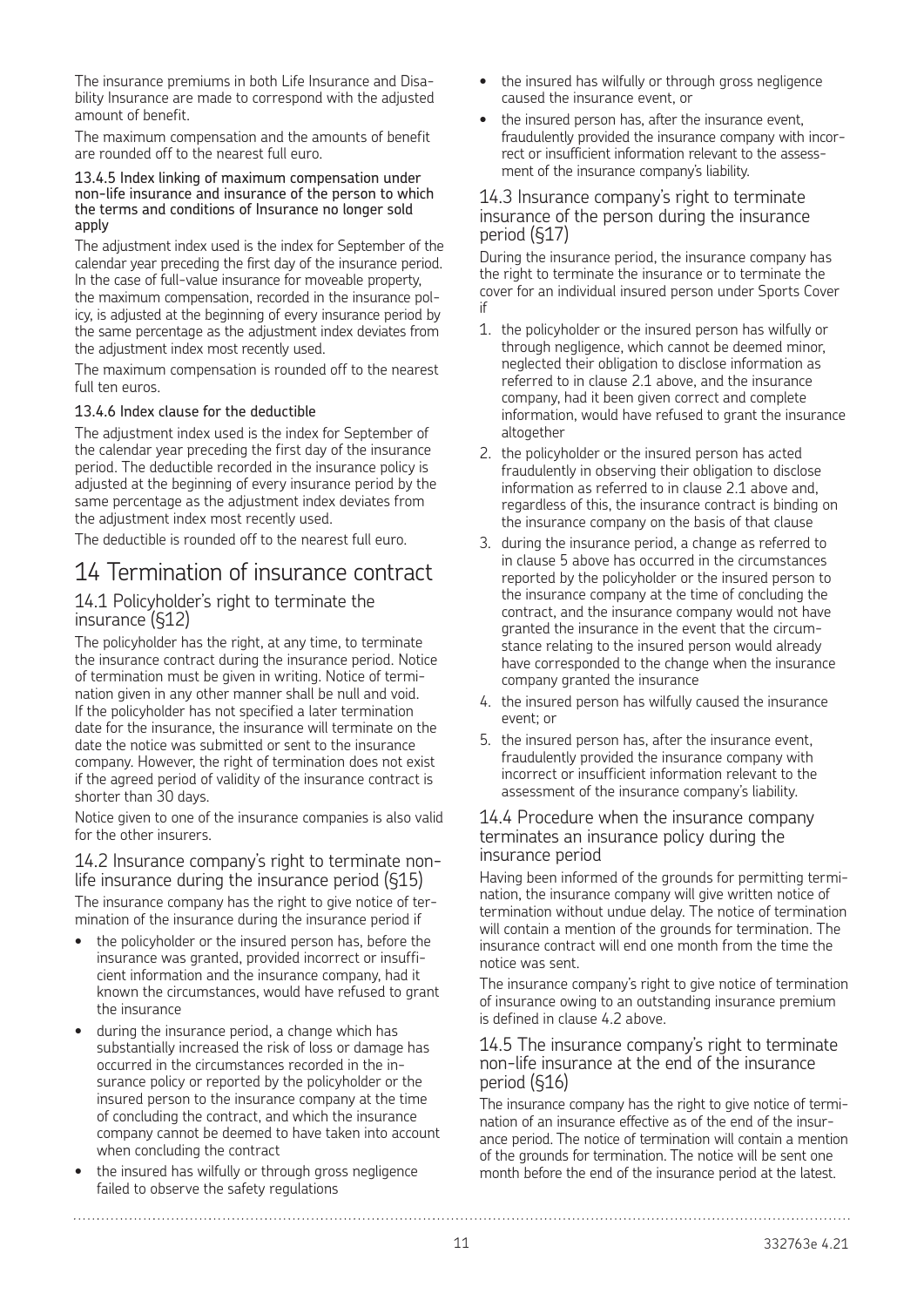The insurance premiums in both Life Insurance and Disability Insurance are made to correspond with the adjusted amount of benefit.

The maximum compensation and the amounts of benefit are rounded off to the nearest full euro.

#### 13.4.5 Index linking of maximum compensation under non-life insurance and insurance of the person to which the terms and conditions of Insurance no longer sold apply

The adjustment index used is the index for September of the calendar year preceding the first day of the insurance period. In the case of full-value insurance for moveable property, the maximum compensation, recorded in the insurance policy, is adjusted at the beginning of every insurance period by the same percentage as the adjustment index deviates from the adjustment index most recently used.

The maximum compensation is rounded off to the nearest full ten euros.

#### 13.4.6 Index clause for the deductible

The adjustment index used is the index for September of the calendar year preceding the first day of the insurance period. The deductible recorded in the insurance policy is adjusted at the beginning of every insurance period by the same percentage as the adjustment index deviates from the adjustment index most recently used.

The deductible is rounded off to the nearest full euro.

# 14 Termination of insurance contract

### 14.1 Policyholder's right to terminate the insurance (§12)

The policyholder has the right, at any time, to terminate the insurance contract during the insurance period. Notice of termination must be given in writing. Notice of termination given in any other manner shall be null and void. If the policyholder has not specified a later termination date for the insurance, the insurance will terminate on the date the notice was submitted or sent to the insurance company. However, the right of termination does not exist if the agreed period of validity of the insurance contract is shorter than 30 days.

Notice given to one of the insurance companies is also valid for the other insurers.

### 14.2 Insurance company's right to terminate non-life insurance during the insurance period (§15)

The insurance company has the right to give notice of termination of the insurance during the insurance period if

- the policyholder or the insured person has, before the insurance was granted, provided incorrect or insufficient information and the insurance company, had it known the circumstances, would have refused to grant the insurance
- during the insurance period, a change which has substantially increased the risk of loss or damage has occurred in the circumstances recorded in the insurance policy or reported by the policyholder or the insured person to the insurance company at the time of concluding the contract, and which the insurance company cannot be deemed to have taken into account when concluding the contract
- the insured has wilfully or through gross negligence failed to observe the safety regulations
- the insured has wilfully or through gross negligence caused the insurance event, or
- the insured person has, after the insurance event, fraudulently provided the insurance company with incorrect or insufficient information relevant to the assessment of the insurance company's liability.

### 14.3 Insurance company's right to terminate insurance of the person during the insurance period (§17)

During the insurance period, the insurance company has the right to terminate the insurance or to terminate the cover for an individual insured person under Sports Cover if

1. the policyholder or the insured person has wilfully or through negligence, which cannot be deemed minor, neglected their obligation to disclose information as referred to in clause 2.1 above, and the insurance company, had it been given correct and complete information, would have refused to grant the insurance altogether
2. the policyholder or the insured person has acted fraudulently in observing their obligation to disclose information as referred to in clause 2.1 above and, regardless of this, the insurance contract is binding on the insurance company on the basis of that clause
3. during the insurance period, a change as referred to in clause 5 above has occurred in the circumstances reported by the policyholder or the insured person to the insurance company at the time of concluding the contract, and the insurance company would not have granted the insurance in the event that the circumstance relating to the insured person would already have corresponded to the change when the insurance company granted the insurance
4. the insured person has wilfully caused the insurance event; or
5. the insured person has, after the insurance event, fraudulently provided the insurance company with incorrect or insufficient information relevant to the assessment of the insurance company's liability.

### 14.4 Procedure when the insurance company terminates an insurance policy during the insurance period

Having been informed of the grounds for permitting termination, the insurance company will give written notice of termination without undue delay. The notice of termination will contain a mention of the grounds for termination. The insurance contract will end one month from the time the notice was sent.

The insurance company's right to give notice of termination of insurance owing to an outstanding insurance premium is defined in clause 4.2 above.

### 14.5 The insurance company's right to terminate non-life insurance at the end of the insurance period (§16)

The insurance company has the right to give notice of termination of an insurance effective as of the end of the insurance period. The notice of termination will contain a mention of the grounds for termination. The notice will be sent one month before the end of the insurance period at the latest.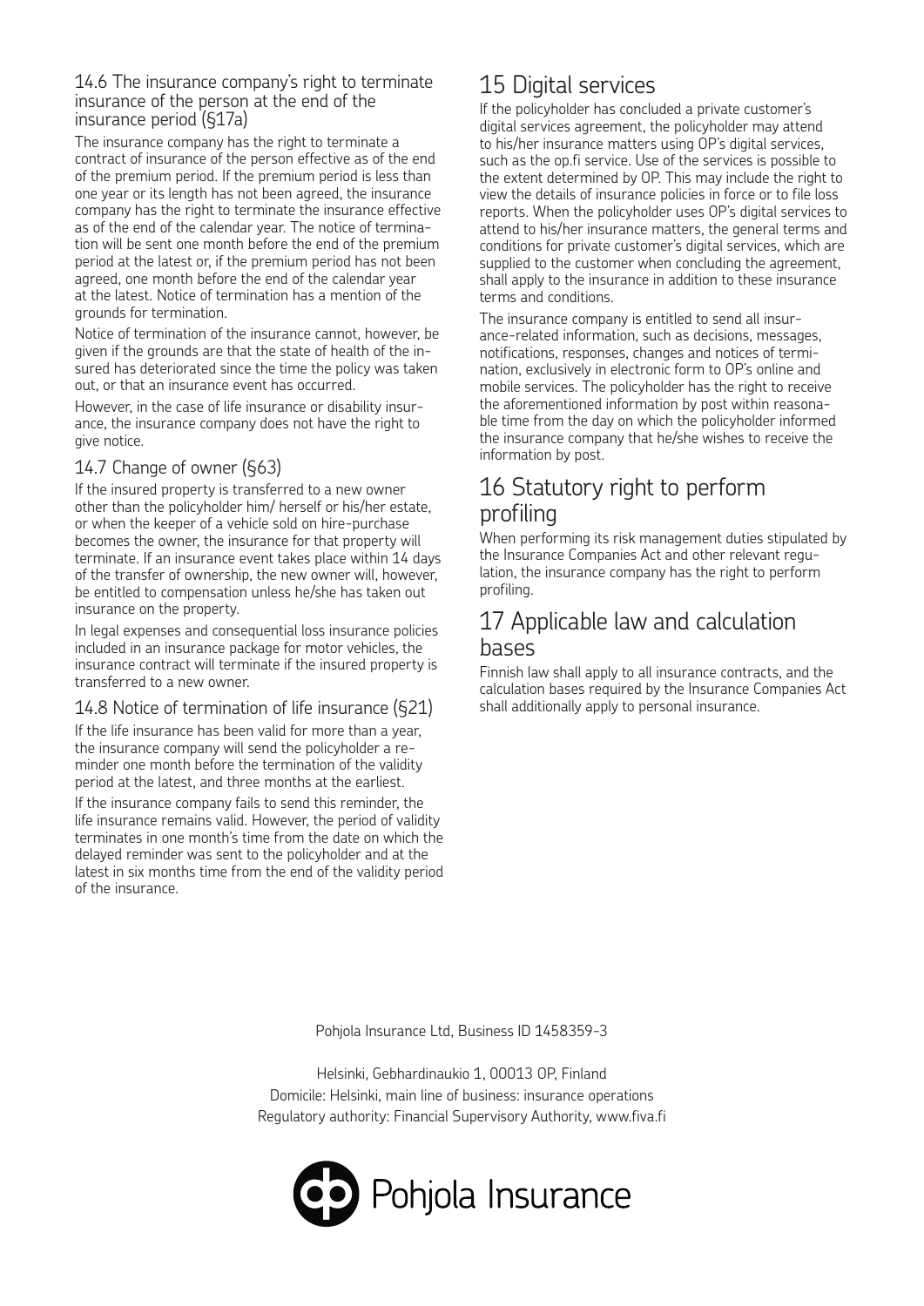### 14.6 The insurance company's right to terminate insurance of the person at the end of the insurance period (§17a)

The insurance company has the right to terminate a contract of insurance of the person effective as of the end of the premium period. If the premium period is less than one year or its length has not been agreed, the insurance company has the right to terminate the insurance effective as of the end of the calendar year. The notice of termination will be sent one month before the end of the premium period at the latest or, if the premium period has not been agreed, one month before the end of the calendar year at the latest. Notice of termination has a mention of the grounds for termination.

Notice of termination of the insurance cannot, however, be given if the grounds are that the state of health of the insured has deteriorated since the time the policy was taken out, or that an insurance event has occurred.

However, in the case of life insurance or disability insurance, the insurance company does not have the right to give notice.

### 14.7 Change of owner (§63)

If the insured property is transferred to a new owner other than the policyholder him/ herself or his/her estate, or when the keeper of a vehicle sold on hire-purchase becomes the owner, the insurance for that property will terminate. If an insurance event takes place within 14 days of the transfer of ownership, the new owner will, however, be entitled to compensation unless he/she has taken out insurance on the property.

In legal expenses and consequential loss insurance policies included in an insurance package for motor vehicles, the insurance contract will terminate if the insured property is transferred to a new owner.

### 14.8 Notice of termination of life insurance (§21)

If the life insurance has been valid for more than a year, the insurance company will send the policyholder a reminder one month before the termination of the validity period at the latest, and three months at the earliest.

If the insurance company fails to send this reminder, the life insurance remains valid. However, the period of validity terminates in one month's time from the date on which the delayed reminder was sent to the policyholder and at the latest in six months time from the end of the validity period of the insurance.

## 15 Digital services

If the policyholder has concluded a private customer's digital services agreement, the policyholder may attend to his/her insurance matters using OP's digital services, such as the op.fi service. Use of the services is possible to the extent determined by OP. This may include the right to view the details of insurance policies in force or to file loss reports. When the policyholder uses OP's digital services to attend to his/her insurance matters, the general terms and conditions for private customer's digital services, which are supplied to the customer when concluding the agreement, shall apply to the insurance in addition to these insurance terms and conditions.

The insurance company is entitled to send all insurance-related information, such as decisions, messages, notifications, responses, changes and notices of termination, exclusively in electronic form to OP's online and mobile services. The policyholder has the right to receive the aforementioned information by post within reasonable time from the day on which the policyholder informed the insurance company that he/she wishes to receive the information by post.

## 16 Statutory right to perform profiling

When performing its risk management duties stipulated by the Insurance Companies Act and other relevant regulation, the insurance company has the right to perform profiling.

## 17 Applicable law and calculation bases

Finnish law shall apply to all insurance contracts, and the calculation bases required by the Insurance Companies Act shall additionally apply to personal insurance.

Pohjola Insurance Ltd, Business ID 1458359-3

Helsinki, Gebhardinaukio 1, 00013 OP, Finland
Domicile: Helsinki, main line of business: insurance operations
Regulatory authority: Financial Supervisory Authority, www.fiva.fi

Pohjola Insurance